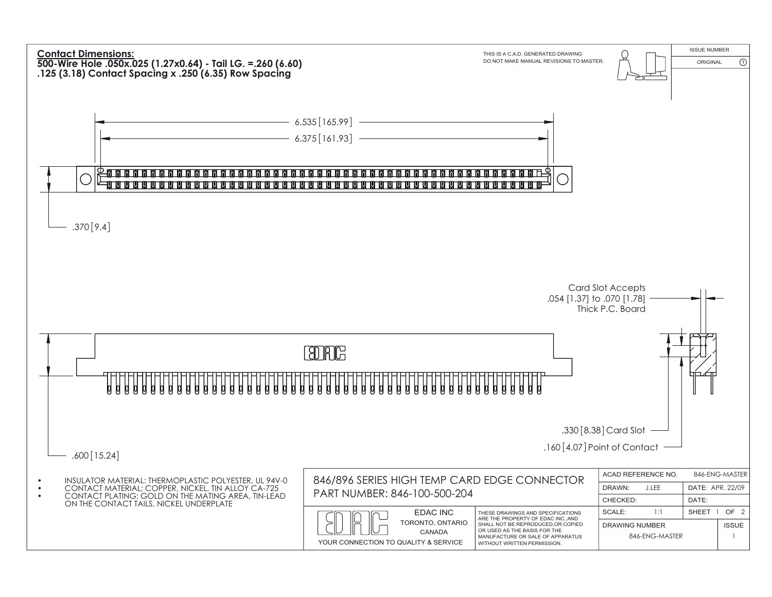**Contact Dimensions:**
**500-Wire Hole .050x.025 (1.27x0.64) - Tail LG. =.260 (6.60)**
**.125 (3.18) Contact Spacing x .250 (6.35) Row Spacing**

THIS IS A C.A.D. GENERATED DRAWING
DO NOT MAKE MANUAL REVISIONS TO MASTER.

| ISSUE NUMBER | |
|---|---|
| ORIGINAL | 1 |

6.535 [165.99]

6.375 [161.93]

.370 [9.4]

Card Slot Accepts
.054 [1.37] to .070 [1.78]
Thick P.C. Board

EDAC

.330 [8.38] Card Slot

.160 [4.07] Point of Contact

.600 [15.24]

- INSULATOR MATERIAL: THERMOPLASTIC POLYESTER, UL 94V-0
- CONTACT MATERIAL; COPPER, NICKEL, TIN ALLOY CA-725
- CONTACT PLATING: GOLD ON THE MATING AREA, TIN-LEAD ON THE CONTACT TAILS, NICKEL UNDERPLATE

846/896 SERIES HIGH TEMP CARD EDGE CONNECTOR
PART NUMBER: 846-100-500-204

| ACAD REFERENCE NO. | 846-ENG-MASTER | |
|---|---|---|
| DRAWN: J.LEE | DATE: APR. 22/09 | |
| CHECKED: | DATE: | |
| SCALE: 1:1 | SHEET 1 OF 2 | |
| DRAWING NUMBER | | ISSUE |
| 846-ENG-MASTER | | 1 |

EDAC INC
TORONTO, ONTARIO
CANADA
YOUR CONNECTION TO QUALITY & SERVICE

THESE DRAWINGS AND SPECIFICATIONS ARE THE PROPERTY OF EDAC INC.,AND SHALL NOT BE REPRODUCED,OR COPIED OR USED AS THE BASIS FOR THE MANUFACTURE OR SALE OF APPARATUS WITHOUT WRITTEN PERMISSION.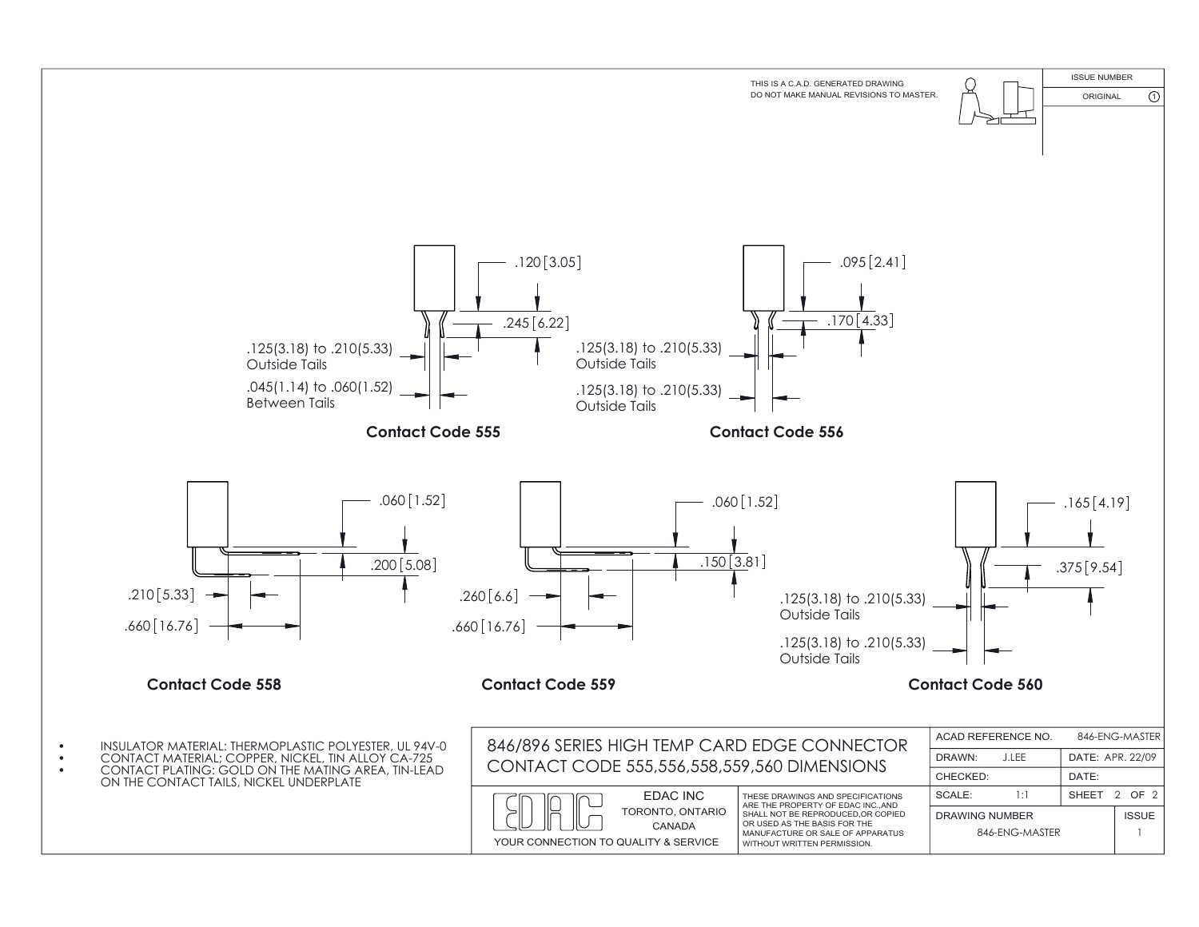THIS IS A C.A.D. GENERATED DRAWING
DO NOT MAKE MANUAL REVISIONS TO MASTER.

ISSUE NUMBER

ORIGINAL 1

.120 [3.05]

.245 [6.22]

.125(3.18) to .210(5.33)
Outside Tails

.045(1.14) to .060(1.52)
Between Tails

**Contact Code 555**

.095 [2.41]

.170 [4.33]

.125(3.18) to .210(5.33)
Outside Tails

.125(3.18) to .210(5.33)
Outside Tails

**Contact Code 556**

.060 [1.52]

.200 [5.08]

.210 [5.33]

.660 [16.76]

**Contact Code 558**

.060 [1.52]

.150 [3.81]

.260 [6.6]

.660 [16.76]

**Contact Code 559**

.165 [4.19]

.375 [9.54]

.125(3.18) to .210(5.33)
Outside Tails

.125(3.18) to .210(5.33)
Outside Tails

**Contact Code 560**

- INSULATOR MATERIAL: THERMOPLASTIC POLYESTER, UL 94V-0
- CONTACT MATERIAL; COPPER, NICKEL, TIN ALLOY CA-725
- CONTACT PLATING; GOLD ON THE MATING AREA, TIN-LEAD ON THE CONTACT TAILS, NICKEL UNDERPLATE

846/896 SERIES HIGH TEMP CARD EDGE CONNECTOR
CONTACT CODE 555,556,558,559,560 DIMENSIONS

EDAC INC
TORONTO, ONTARIO
CANADA
YOUR CONNECTION TO QUALITY & SERVICE

THESE DRAWINGS AND SPECIFICATIONS ARE THE PROPERTY OF EDAC INC.,AND SHALL NOT BE REPRODUCED,OR COPIED OR USED AS THE BASIS FOR THE MANUFACTURE OR SALE OF APPARATUS WITHOUT WRITTEN PERMISSION.

| | | | |
|---|---|---|---|
| ACAD REFERENCE NO. | | 846-ENG-MASTER | |
| DRAWN: | J.LEE | DATE: APR. 22/09 | |
| CHECKED: | | DATE: | |
| SCALE: | 1:1 | SHEET 2 OF 2 | |
| DRAWING NUMBER | 846-ENG-MASTER | | ISSUE 1 |